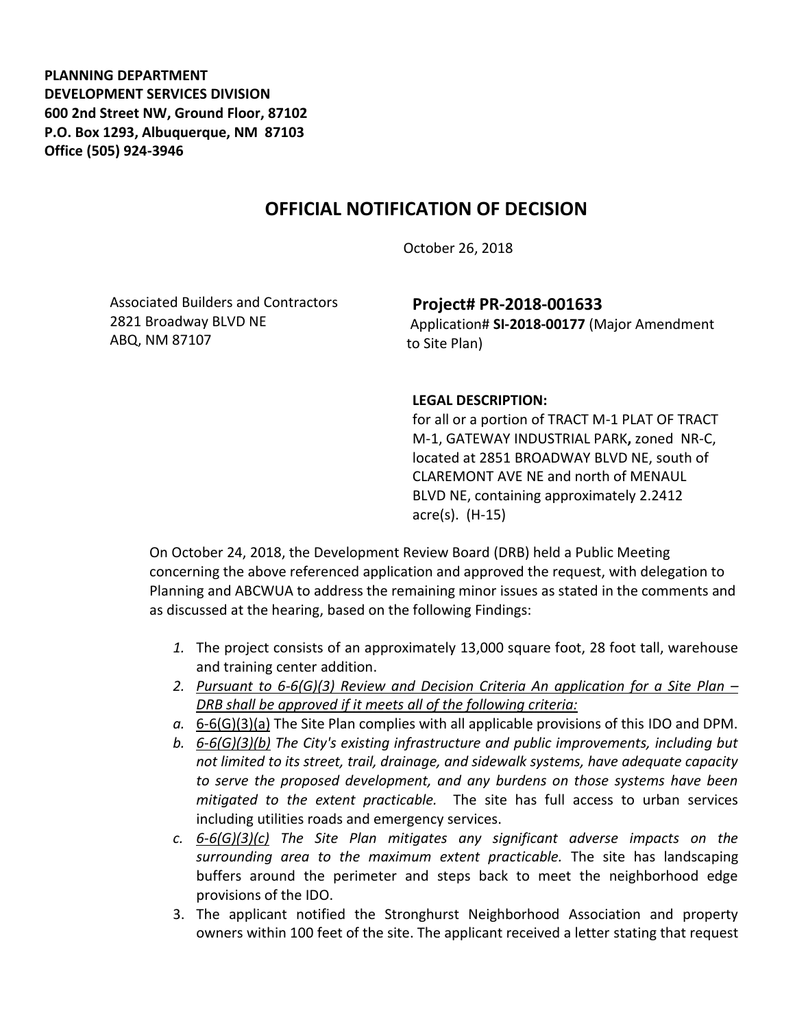**PLANNING DEPARTMENT**
**DEVELOPMENT SERVICES DIVISION**
**600 2nd Street NW, Ground Floor, 87102**
**P.O. Box 1293, Albuquerque, NM 87103**
**Office (505) 924-3946**

# OFFICIAL NOTIFICATION OF DECISION

October 26, 2018

Associated Builders and Contractors
2821 Broadway BLVD NE
ABQ, NM 87107

**Project# PR-2018-001633**
Application# **SI-2018-00177** (Major Amendment to Site Plan)

**LEGAL DESCRIPTION:**
for all or a portion of TRACT M-1 PLAT OF TRACT M-1, GATEWAY INDUSTRIAL PARK**,** zoned NR-C, located at 2851 BROADWAY BLVD NE, south of CLAREMONT AVE NE and north of MENAUL BLVD NE, containing approximately 2.2412 acre(s). (H-15)

On October 24, 2018, the Development Review Board (DRB) held a Public Meeting concerning the above referenced application and approved the request, with delegation to Planning and ABCWUA to address the remaining minor issues as stated in the comments and as discussed at the hearing, based on the following Findings:

1. The project consists of an approximately 13,000 square foot, 28 foot tall, warehouse and training center addition.
2. *Pursuant to 6-6(G)(3) Review and Decision Criteria An application for a Site Plan – DRB shall be approved if it meets all of the following criteria:*

   a. 6-6(G)(3)(a) The Site Plan complies with all applicable provisions of this IDO and DPM.

   b. *6-6(G)(3)(b) The City's existing infrastructure and public improvements, including but not limited to its street, trail, drainage, and sidewalk systems, have adequate capacity to serve the proposed development, and any burdens on those systems have been mitigated to the extent practicable.* The site has full access to urban services including utilities roads and emergency services.

   c. *6-6(G)(3)(c) The Site Plan mitigates any significant adverse impacts on the surrounding area to the maximum extent practicable.* The site has landscaping buffers around the perimeter and steps back to meet the neighborhood edge provisions of the IDO.

3. The applicant notified the Stronghurst Neighborhood Association and property owners within 100 feet of the site. The applicant received a letter stating that request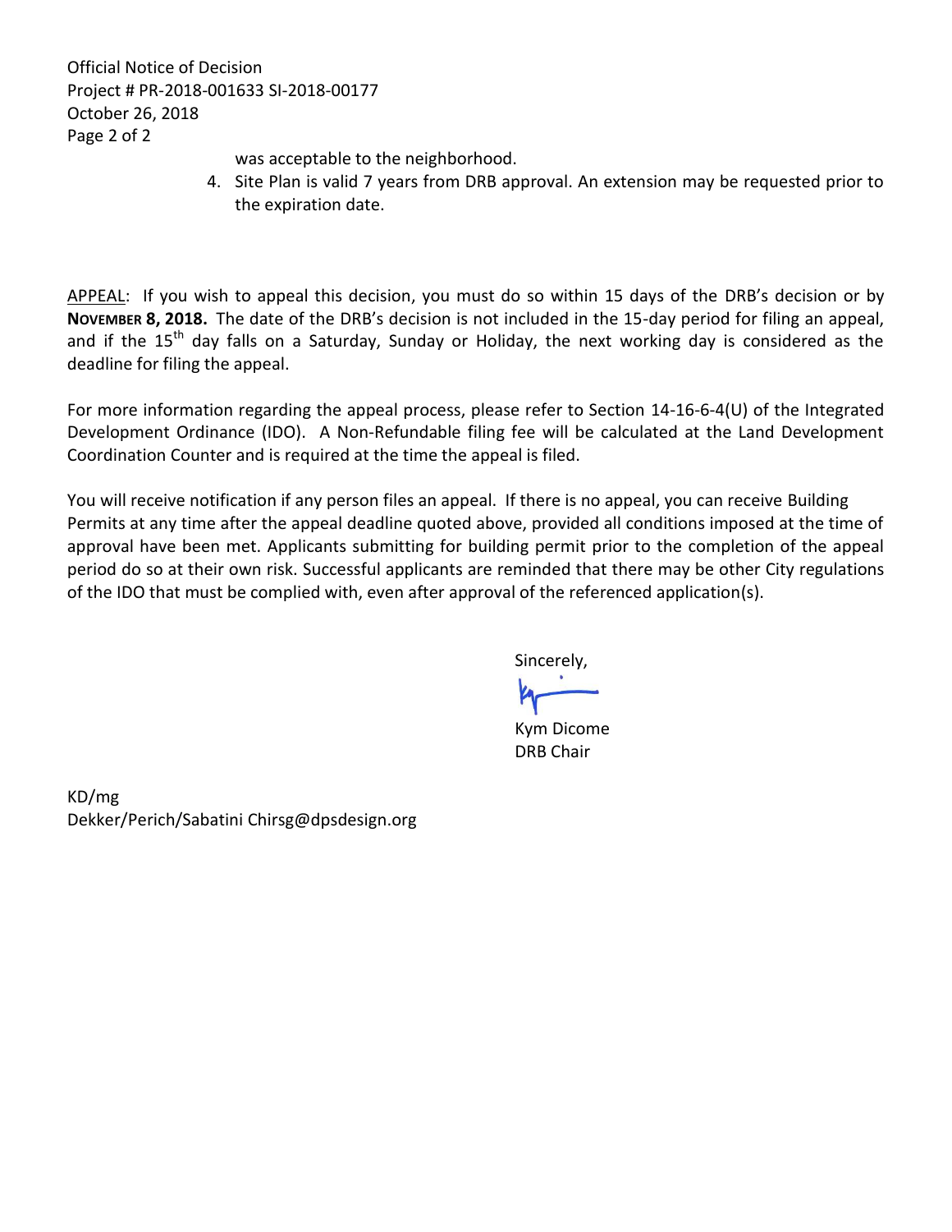was acceptable to the neighborhood.

4. Site Plan is valid 7 years from DRB approval. An extension may be requested prior to the expiration date.

APPEAL: If you wish to appeal this decision, you must do so within 15 days of the DRB's decision or by **NOVEMBER 8, 2018.** The date of the DRB's decision is not included in the 15-day period for filing an appeal, and if the 15th day falls on a Saturday, Sunday or Holiday, the next working day is considered as the deadline for filing the appeal.

For more information regarding the appeal process, please refer to Section 14-16-6-4(U) of the Integrated Development Ordinance (IDO). A Non-Refundable filing fee will be calculated at the Land Development Coordination Counter and is required at the time the appeal is filed.

You will receive notification if any person files an appeal. If there is no appeal, you can receive Building Permits at any time after the appeal deadline quoted above, provided all conditions imposed at the time of approval have been met. Applicants submitting for building permit prior to the completion of the appeal period do so at their own risk. Successful applicants are reminded that there may be other City regulations of the IDO that must be complied with, even after approval of the referenced application(s).

Sincerely,

Kym Dicome
DRB Chair

KD/mg
Dekker/Perich/Sabatini Chirsg@dpsdesign.org